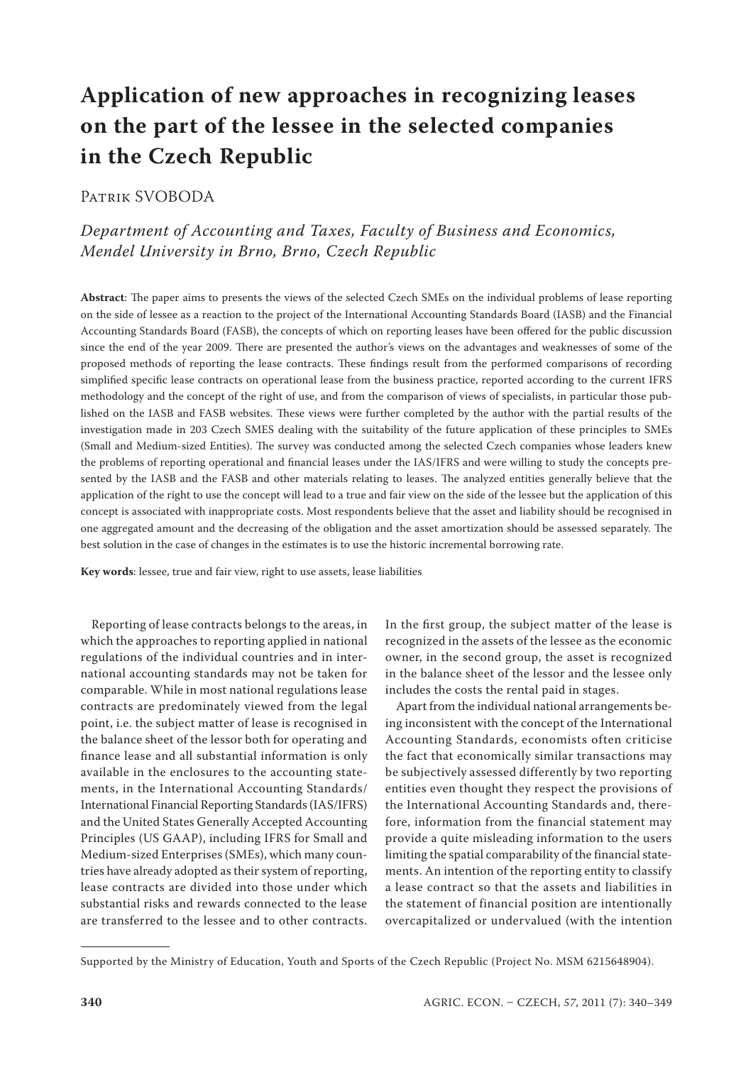# Application of new approaches in recognizing leases on the part of the lessee in the selected companies in the Czech Republic

Patrik SVOBODA

*Department of Accounting and Taxes, Faculty of Business and Economics, Mendel University in Brno, Brno, Czech Republic*

**Abstract**: The paper aims to presents the views of the selected Czech SMEs on the individual problems of lease reporting on the side of lessee as a reaction to the project of the International Accounting Standards Board (IASB) and the Financial Accounting Standards Board (FASB), the concepts of which on reporting leases have been offered for the public discussion since the end of the year 2009. There are presented the author's views on the advantages and weaknesses of some of the proposed methods of reporting the lease contracts. These findings result from the performed comparisons of recording simplified specific lease contracts on operational lease from the business practice, reported according to the current IFRS methodology and the concept of the right of use, and from the comparison of views of specialists, in particular those published on the IASB and FASB websites. These views were further completed by the author with the partial results of the investigation made in 203 Czech SMES dealing with the suitability of the future application of these principles to SMEs (Small and Medium-sized Entities). The survey was conducted among the selected Czech companies whose leaders knew the problems of reporting operational and financial leases under the IAS/IFRS and were willing to study the concepts presented by the IASB and the FASB and other materials relating to leases. The analyzed entities generally believe that the application of the right to use the concept will lead to a true and fair view on the side of the lessee but the application of this concept is associated with inappropriate costs. Most respondents believe that the asset and liability should be recognised in one aggregated amount and the decreasing of the obligation and the asset amortization should be assessed separately. The best solution in the case of changes in the estimates is to use the historic incremental borrowing rate.

**Key words**: lessee, true and fair view, right to use assets, lease liabilities

Reporting of lease contracts belongs to the areas, in which the approaches to reporting applied in national regulations of the individual countries and in international accounting standards may not be taken for comparable. While in most national regulations lease contracts are predominately viewed from the legal point, i.e. the subject matter of lease is recognised in the balance sheet of the lessor both for operating and finance lease and all substantial information is only available in the enclosures to the accounting statements, in the International Accounting Standards/International Financial Reporting Standards (IAS/IFRS) and the United States Generally Accepted Accounting Principles (US GAAP), including IFRS for Small and Medium-sized Enterprises (SMEs), which many countries have already adopted as their system of reporting, lease contracts are divided into those under which substantial risks and rewards connected to the lease are transferred to the lessee and to other contracts. In the first group, the subject matter of the lease is recognized in the assets of the lessee as the economic owner, in the second group, the asset is recognized in the balance sheet of the lessor and the lessee only includes the costs the rental paid in stages.

Apart from the individual national arrangements being inconsistent with the concept of the International Accounting Standards, economists often criticise the fact that economically similar transactions may be subjectively assessed differently by two reporting entities even thought they respect the provisions of the International Accounting Standards and, therefore, information from the financial statement may provide a quite misleading information to the users limiting the spatial comparability of the financial statements. An intention of the reporting entity to classify a lease contract so that the assets and liabilities in the statement of financial position are intentionally overcapitalized or undervalued (with the intention

Supported by the Ministry of Education, Youth and Sports of the Czech Republic (Project No. MSM 6215648904).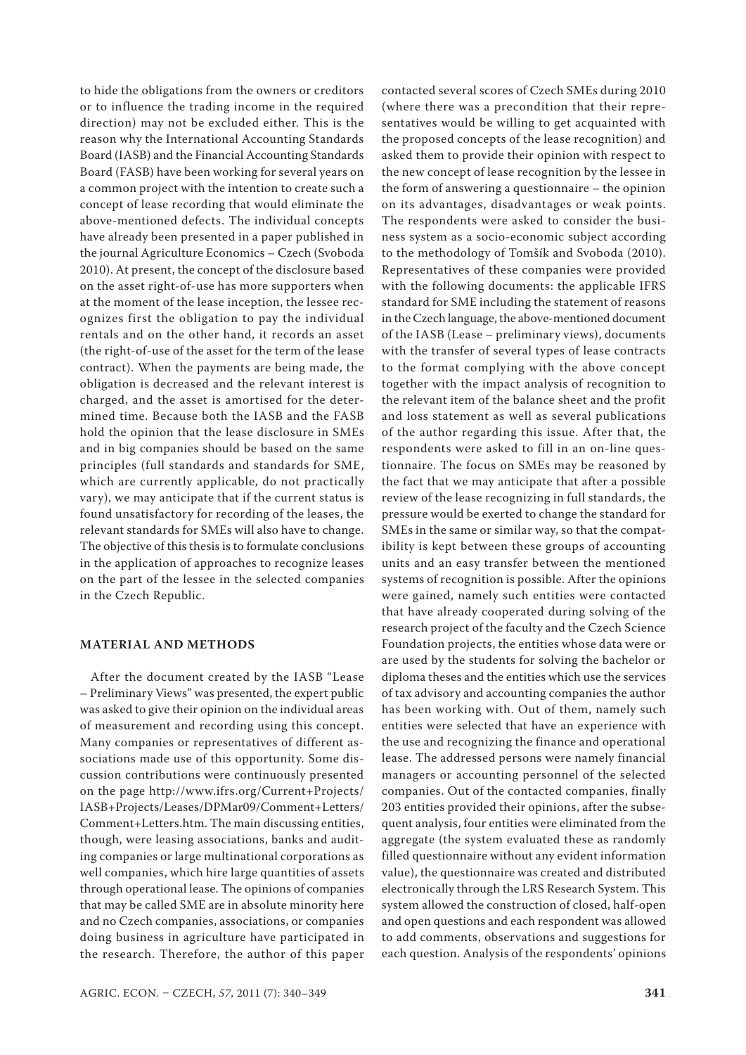to hide the obligations from the owners or creditors or to influence the trading income in the required direction) may not be excluded either. This is the reason why the International Accounting Standards Board (IASB) and the Financial Accounting Standards Board (FASB) have been working for several years on a common project with the intention to create such a concept of lease recording that would eliminate the above-mentioned defects. The individual concepts have already been presented in a paper published in the journal Agriculture Economics – Czech (Svoboda 2010). At present, the concept of the disclosure based on the asset right-of-use has more supporters when at the moment of the lease inception, the lessee recognizes first the obligation to pay the individual rentals and on the other hand, it records an asset (the right-of-use of the asset for the term of the lease contract). When the payments are being made, the obligation is decreased and the relevant interest is charged, and the asset is amortised for the determined time. Because both the IASB and the FASB hold the opinion that the lease disclosure in SMEs and in big companies should be based on the same principles (full standards and standards for SME, which are currently applicable, do not practically vary), we may anticipate that if the current status is found unsatisfactory for recording of the leases, the relevant standards for SMEs will also have to change. The objective of this thesis is to formulate conclusions in the application of approaches to recognize leases on the part of the lessee in the selected companies in the Czech Republic.

## MATERIAL AND METHODS

After the document created by the IASB "Lease – Preliminary Views" was presented, the expert public was asked to give their opinion on the individual areas of measurement and recording using this concept. Many companies or representatives of different associations made use of this opportunity. Some discussion contributions were continuously presented on the page http://www.ifrs.org/Current+Projects/IASB+Projects/Leases/DPMar09/Comment+Letters/Comment+Letters.htm. The main discussing entities, though, were leasing associations, banks and auditing companies or large multinational corporations as well companies, which hire large quantities of assets through operational lease. The opinions of companies that may be called SME are in absolute minority here and no Czech companies, associations, or companies doing business in agriculture have participated in the research. Therefore, the author of this paper contacted several scores of Czech SMEs during 2010 (where there was a precondition that their representatives would be willing to get acquainted with the proposed concepts of the lease recognition) and asked them to provide their opinion with respect to the new concept of lease recognition by the lessee in the form of answering a questionnaire – the opinion on its advantages, disadvantages or weak points. The respondents were asked to consider the business system as a socio-economic subject according to the methodology of Tomšík and Svoboda (2010). Representatives of these companies were provided with the following documents: the applicable IFRS standard for SME including the statement of reasons in the Czech language, the above-mentioned document of the IASB (Lease – preliminary views), documents with the transfer of several types of lease contracts to the format complying with the above concept together with the impact analysis of recognition to the relevant item of the balance sheet and the profit and loss statement as well as several publications of the author regarding this issue. After that, the respondents were asked to fill in an on-line questionnaire. The focus on SMEs may be reasoned by the fact that we may anticipate that after a possible review of the lease recognizing in full standards, the pressure would be exerted to change the standard for SMEs in the same or similar way, so that the compatibility is kept between these groups of accounting units and an easy transfer between the mentioned systems of recognition is possible. After the opinions were gained, namely such entities were contacted that have already cooperated during solving of the research project of the faculty and the Czech Science Foundation projects, the entities whose data were or are used by the students for solving the bachelor or diploma theses and the entities which use the services of tax advisory and accounting companies the author has been working with. Out of them, namely such entities were selected that have an experience with the use and recognizing the finance and operational lease. The addressed persons were namely financial managers or accounting personnel of the selected companies. Out of the contacted companies, finally 203 entities provided their opinions, after the subsequent analysis, four entities were eliminated from the aggregate (the system evaluated these as randomly filled questionnaire without any evident information value), the questionnaire was created and distributed electronically through the LRS Research System. This system allowed the construction of closed, half-open and open questions and each respondent was allowed to add comments, observations and suggestions for each question. Analysis of the respondents' opinions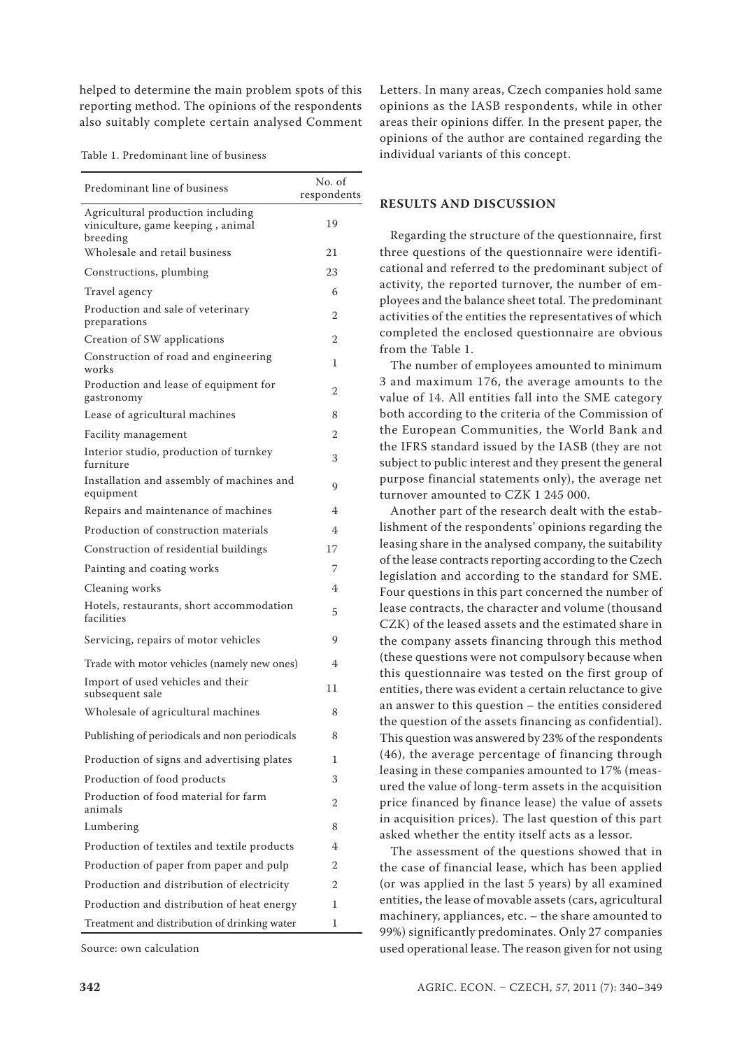helped to determine the main problem spots of this reporting method. The opinions of the respondents also suitably complete certain analysed Comment Letters. In many areas, Czech companies hold same opinions as the IASB respondents, while in other areas their opinions differ. In the present paper, the opinions of the author are contained regarding the individual variants of this concept.

Table 1. Predominant line of business

| Predominant line of business | No. of respondents |
|---|---|
| Agricultural production including viniculture, game keeping , animal breeding | 19 |
| Wholesale and retail business | 21 |
| Constructions, plumbing | 23 |
| Travel agency | 6 |
| Production and sale of veterinary preparations | 2 |
| Creation of SW applications | 2 |
| Construction of road and engineering works | 1 |
| Production and lease of equipment for gastronomy | 2 |
| Lease of agricultural machines | 8 |
| Facility management | 2 |
| Interior studio, production of turnkey furniture | 3 |
| Installation and assembly of machines and equipment | 9 |
| Repairs and maintenance of machines | 4 |
| Production of construction materials | 4 |
| Construction of residential buildings | 17 |
| Painting and coating works | 7 |
| Cleaning works | 4 |
| Hotels, restaurants, short accommodation facilities | 5 |
| Servicing, repairs of motor vehicles | 9 |
| Trade with motor vehicles (namely new ones) | 4 |
| Import of used vehicles and their subsequent sale | 11 |
| Wholesale of agricultural machines | 8 |
| Publishing of periodicals and non periodicals | 8 |
| Production of signs and advertising plates | 1 |
| Production of food products | 3 |
| Production of food material for farm animals | 2 |
| Lumbering | 8 |
| Production of textiles and textile products | 4 |
| Production of paper from paper and pulp | 2 |
| Production and distribution of electricity | 2 |
| Production and distribution of heat energy | 1 |
| Treatment and distribution of drinking water | 1 |

Source: own calculation

## RESULTS AND DISCUSSION

Regarding the structure of the questionnaire, first three questions of the questionnaire were identificational and referred to the predominant subject of activity, the reported turnover, the number of employees and the balance sheet total. The predominant activities of the entities the representatives of which completed the enclosed questionnaire are obvious from the Table 1.

The number of employees amounted to minimum 3 and maximum 176, the average amounts to the value of 14. All entities fall into the SME category both according to the criteria of the Commission of the European Communities, the World Bank and the IFRS standard issued by the IASB (they are not subject to public interest and they present the general purpose financial statements only), the average net turnover amounted to CZK 1 245 000.

Another part of the research dealt with the establishment of the respondents' opinions regarding the leasing share in the analysed company, the suitability of the lease contracts reporting according to the Czech legislation and according to the standard for SME. Four questions in this part concerned the number of lease contracts, the character and volume (thousand CZK) of the leased assets and the estimated share in the company assets financing through this method (these questions were not compulsory because when this questionnaire was tested on the first group of entities, there was evident a certain reluctance to give an answer to this question – the entities considered the question of the assets financing as confidential). This question was answered by 23% of the respondents (46), the average percentage of financing through leasing in these companies amounted to 17% (measured the value of long-term assets in the acquisition price financed by finance lease) the value of assets in acquisition prices). The last question of this part asked whether the entity itself acts as a lessor.

The assessment of the questions showed that in the case of financial lease, which has been applied (or was applied in the last 5 years) by all examined entities, the lease of movable assets (cars, agricultural machinery, appliances, etc. – the share amounted to 99%) significantly predominates. Only 27 companies used operational lease. The reason given for not using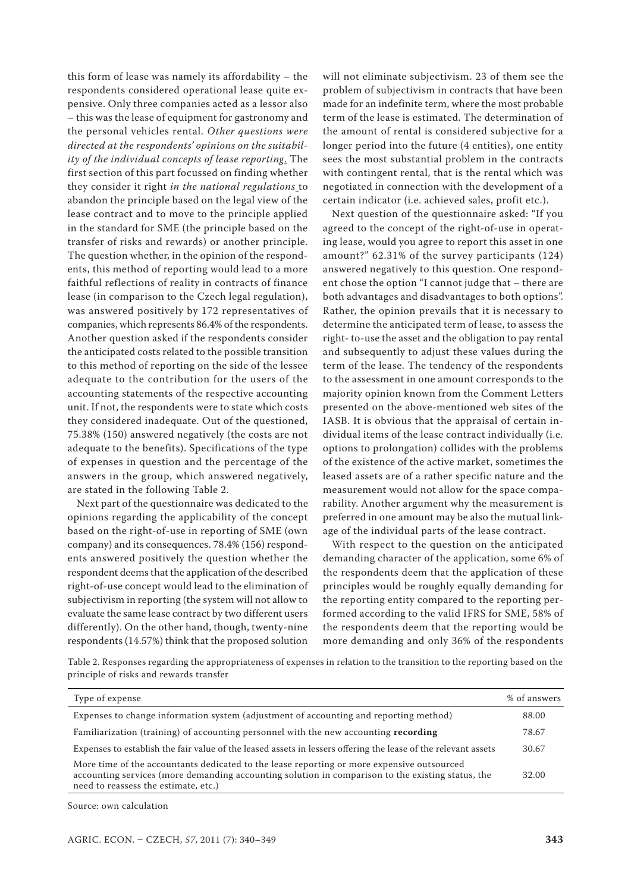this form of lease was namely its affordability – the respondents considered operational lease quite expensive. Only three companies acted as a lessor also – this was the lease of equipment for gastronomy and the personal vehicles rental. *Other questions were directed at the respondents' opinions on the suitability of the individual concepts of lease reporting.* The first section of this part focussed on finding whether they consider it right *in the national regulations* to abandon the principle based on the legal view of the lease contract and to move to the principle applied in the standard for SME (the principle based on the transfer of risks and rewards) or another principle. The question whether, in the opinion of the respondents, this method of reporting would lead to a more faithful reflections of reality in contracts of finance lease (in comparison to the Czech legal regulation), was answered positively by 172 representatives of companies, which represents 86.4% of the respondents. Another question asked if the respondents consider the anticipated costs related to the possible transition to this method of reporting on the side of the lessee adequate to the contribution for the users of the accounting statements of the respective accounting unit. If not, the respondents were to state which costs they considered inadequate. Out of the questioned, 75.38% (150) answered negatively (the costs are not adequate to the benefits). Specifications of the type of expenses in question and the percentage of the answers in the group, which answered negatively, are stated in the following Table 2.

Next part of the questionnaire was dedicated to the opinions regarding the applicability of the concept based on the right-of-use in reporting of SME (own company) and its consequences. 78.4% (156) respondents answered positively the question whether the respondent deems that the application of the described right-of-use concept would lead to the elimination of subjectivism in reporting (the system will not allow to evaluate the same lease contract by two different users differently). On the other hand, though, twenty-nine respondents (14.57%) think that the proposed solution will not eliminate subjectivism. 23 of them see the problem of subjectivism in contracts that have been made for an indefinite term, where the most probable term of the lease is estimated. The determination of the amount of rental is considered subjective for a longer period into the future (4 entities), one entity sees the most substantial problem in the contracts with contingent rental, that is the rental which was negotiated in connection with the development of a certain indicator (i.e. achieved sales, profit etc.).

Next question of the questionnaire asked: "If you agreed to the concept of the right-of-use in operating lease, would you agree to report this asset in one amount?" 62.31% of the survey participants (124) answered negatively to this question. One respondent chose the option "I cannot judge that – there are both advantages and disadvantages to both options". Rather, the opinion prevails that it is necessary to determine the anticipated term of lease, to assess the right- to-use the asset and the obligation to pay rental and subsequently to adjust these values during the term of the lease. The tendency of the respondents to the assessment in one amount corresponds to the majority opinion known from the Comment Letters presented on the above-mentioned web sites of the IASB. It is obvious that the appraisal of certain individual items of the lease contract individually (i.e. options to prolongation) collides with the problems of the existence of the active market, sometimes the leased assets are of a rather specific nature and the measurement would not allow for the space comparability. Another argument why the measurement is preferred in one amount may be also the mutual linkage of the individual parts of the lease contract.

With respect to the question on the anticipated demanding character of the application, some 6% of the respondents deem that the application of these principles would be roughly equally demanding for the reporting entity compared to the reporting performed according to the valid IFRS for SME, 58% of the respondents deem that the reporting would be more demanding and only 36% of the respondents

Table 2. Responses regarding the appropriateness of expenses in relation to the transition to the reporting based on the principle of risks and rewards transfer

| Type of expense | % of answers |
|---|---|
| Expenses to change information system (adjustment of accounting and reporting method) | 88.00 |
| Familiarization (training) of accounting personnel with the new accounting **recording** | 78.67 |
| Expenses to establish the fair value of the leased assets in lessers offering the lease of the relevant assets | 30.67 |
| More time of the accountants dedicated to the lease reporting or more expensive outsourced accounting services (more demanding accounting solution in comparison to the existing status, the need to reassess the estimate, etc.) | 32.00 |

Source: own calculation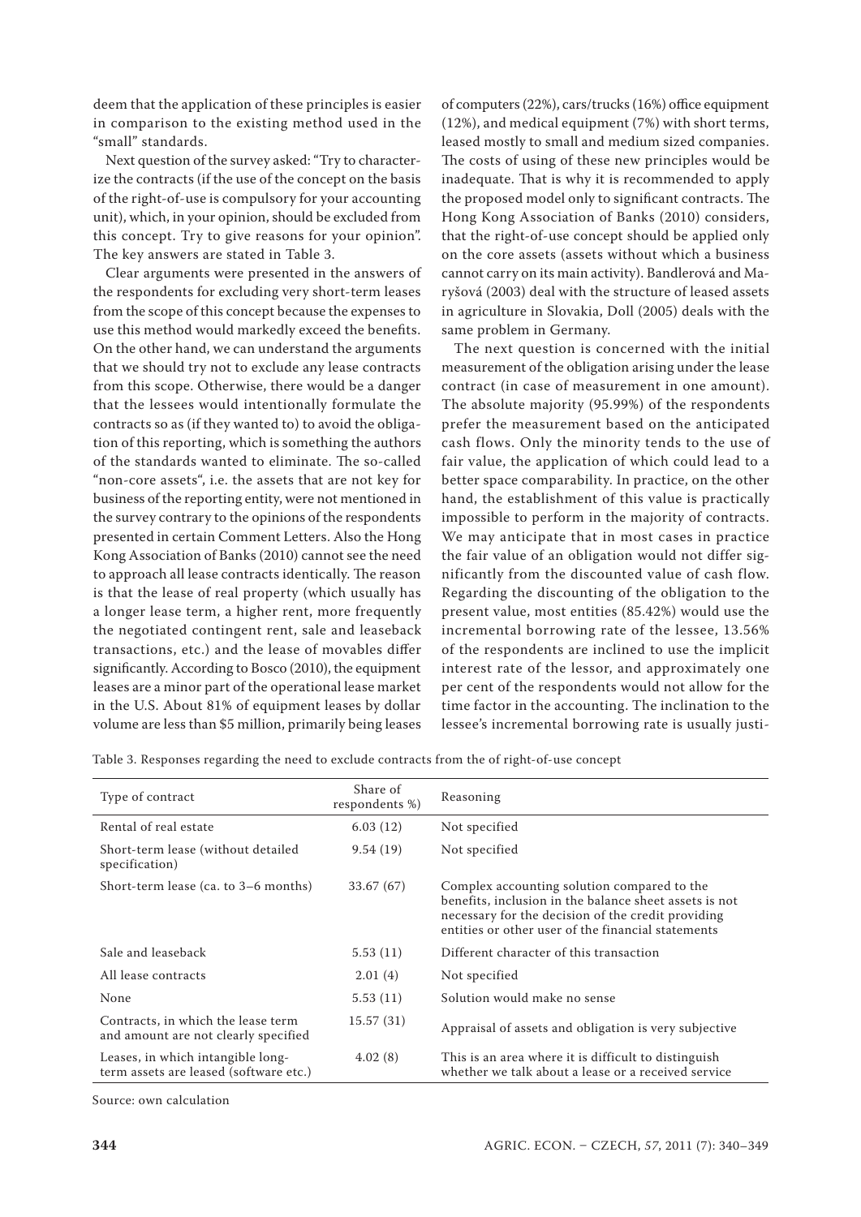deem that the application of these principles is easier in comparison to the existing method used in the "small" standards.

Next question of the survey asked: "Try to characterize the contracts (if the use of the concept on the basis of the right-of-use is compulsory for your accounting unit), which, in your opinion, should be excluded from this concept. Try to give reasons for your opinion". The key answers are stated in Table 3.

Clear arguments were presented in the answers of the respondents for excluding very short-term leases from the scope of this concept because the expenses to use this method would markedly exceed the benefits. On the other hand, we can understand the arguments that we should try not to exclude any lease contracts from this scope. Otherwise, there would be a danger that the lessees would intentionally formulate the contracts so as (if they wanted to) to avoid the obligation of this reporting, which is something the authors of the standards wanted to eliminate. The so-called "non-core assets", i.e. the assets that are not key for business of the reporting entity, were not mentioned in the survey contrary to the opinions of the respondents presented in certain Comment Letters. Also the Hong Kong Association of Banks (2010) cannot see the need to approach all lease contracts identically. The reason is that the lease of real property (which usually has a longer lease term, a higher rent, more frequently the negotiated contingent rent, sale and leaseback transactions, etc.) and the lease of movables differ significantly. According to Bosco (2010), the equipment leases are a minor part of the operational lease market in the U.S. About 81% of equipment leases by dollar volume are less than $5 million, primarily being leases of computers (22%), cars/trucks (16%) office equipment (12%), and medical equipment (7%) with short terms, leased mostly to small and medium sized companies. The costs of using of these new principles would be inadequate. That is why it is recommended to apply the proposed model only to significant contracts. The Hong Kong Association of Banks (2010) considers, that the right-of-use concept should be applied only on the core assets (assets without which a business cannot carry on its main activity). Bandlerová and Maryšová (2003) deal with the structure of leased assets in agriculture in Slovakia, Doll (2005) deals with the same problem in Germany.

The next question is concerned with the initial measurement of the obligation arising under the lease contract (in case of measurement in one amount). The absolute majority (95.99%) of the respondents prefer the measurement based on the anticipated cash flows. Only the minority tends to the use of fair value, the application of which could lead to a better space comparability. In practice, on the other hand, the establishment of this value is practically impossible to perform in the majority of contracts. We may anticipate that in most cases in practice the fair value of an obligation would not differ significantly from the discounted value of cash flow. Regarding the discounting of the obligation to the present value, most entities (85.42%) would use the incremental borrowing rate of the lessee, 13.56% of the respondents are inclined to use the implicit interest rate of the lessor, and approximately one per cent of the respondents would not allow for the time factor in the accounting. The inclination to the lessee's incremental borrowing rate is usually justi-

Table 3. Responses regarding the need to exclude contracts from the of right-of-use concept

| Type of contract | Share of respondents %) | Reasoning |
|---|---|---|
| Rental of real estate | 6.03 (12) | Not specified |
| Short-term lease (without detailed specification) | 9.54 (19) | Not specified |
| Short-term lease (ca. to 3–6 months) | 33.67 (67) | Complex accounting solution compared to the benefits, inclusion in the balance sheet assets is not necessary for the decision of the credit providing entities or other user of the financial statements |
| Sale and leaseback | 5.53 (11) | Different character of this transaction |
| All lease contracts | 2.01 (4) | Not specified |
| None | 5.53 (11) | Solution would make no sense |
| Contracts, in which the lease term and amount are not clearly specified | 15.57 (31) | Appraisal of assets and obligation is very subjective |
| Leases, in which intangible long-term assets are leased (software etc.) | 4.02 (8) | This is an area where it is difficult to distinguish whether we talk about a lease or a received service |

Source: own calculation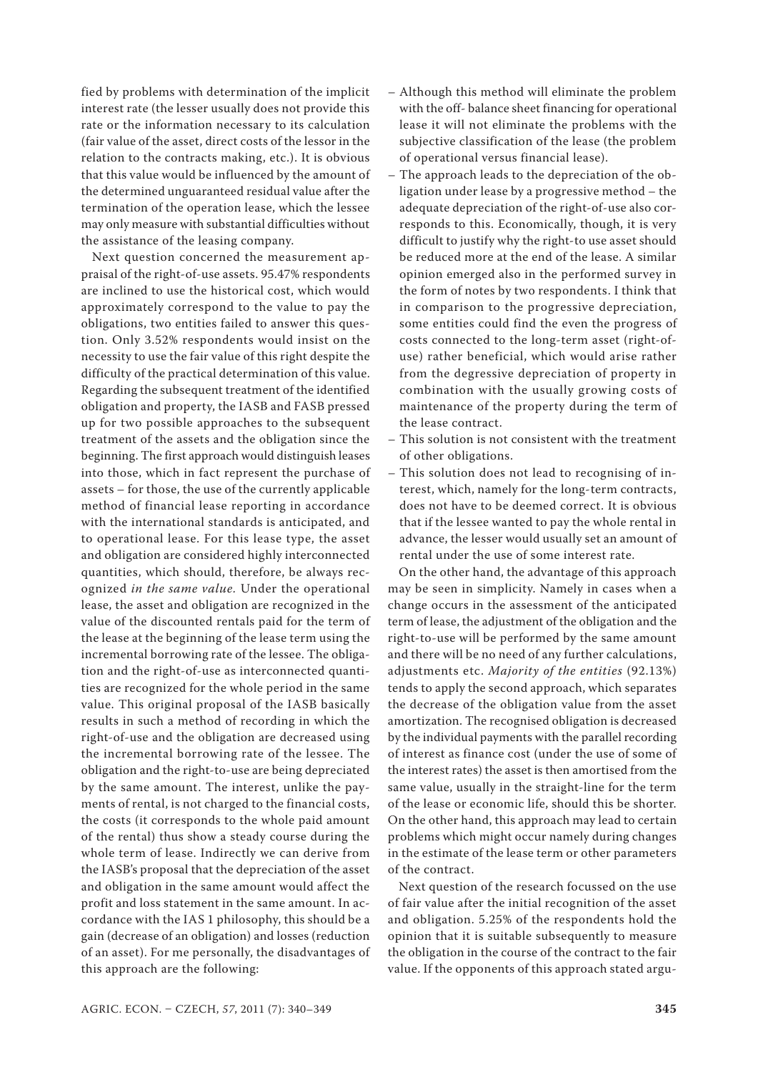fied by problems with determination of the implicit interest rate (the lesser usually does not provide this rate or the information necessary to its calculation (fair value of the asset, direct costs of the lessor in the relation to the contracts making, etc.). It is obvious that this value would be influenced by the amount of the determined unguaranteed residual value after the termination of the operation lease, which the lessee may only measure with substantial difficulties without the assistance of the leasing company.

Next question concerned the measurement appraisal of the right-of-use assets. 95.47% respondents are inclined to use the historical cost, which would approximately correspond to the value to pay the obligations, two entities failed to answer this question. Only 3.52% respondents would insist on the necessity to use the fair value of this right despite the difficulty of the practical determination of this value. Regarding the subsequent treatment of the identified obligation and property, the IASB and FASB pressed up for two possible approaches to the subsequent treatment of the assets and the obligation since the beginning. The first approach would distinguish leases into those, which in fact represent the purchase of assets – for those, the use of the currently applicable method of financial lease reporting in accordance with the international standards is anticipated, and to operational lease. For this lease type, the asset and obligation are considered highly interconnected quantities, which should, therefore, be always recognized *in the same value*. Under the operational lease, the asset and obligation are recognized in the value of the discounted rentals paid for the term of the lease at the beginning of the lease term using the incremental borrowing rate of the lessee. The obligation and the right-of-use as interconnected quantities are recognized for the whole period in the same value. This original proposal of the IASB basically results in such a method of recording in which the right-of-use and the obligation are decreased using the incremental borrowing rate of the lessee. The obligation and the right-to-use are being depreciated by the same amount. The interest, unlike the payments of rental, is not charged to the financial costs, the costs (it corresponds to the whole paid amount of the rental) thus show a steady course during the whole term of lease. Indirectly we can derive from the IASB's proposal that the depreciation of the asset and obligation in the same amount would affect the profit and loss statement in the same amount. In accordance with the IAS 1 philosophy, this should be a gain (decrease of an obligation) and losses (reduction of an asset). For me personally, the disadvantages of this approach are the following:

- Although this method will eliminate the problem with the off- balance sheet financing for operational lease it will not eliminate the problems with the subjective classification of the lease (the problem of operational versus financial lease).
- The approach leads to the depreciation of the obligation under lease by a progressive method – the adequate depreciation of the right-of-use also corresponds to this. Economically, though, it is very difficult to justify why the right-to use asset should be reduced more at the end of the lease. A similar opinion emerged also in the performed survey in the form of notes by two respondents. I think that in comparison to the progressive depreciation, some entities could find the even the progress of costs connected to the long-term asset (right-of-use) rather beneficial, which would arise rather from the degressive depreciation of property in combination with the usually growing costs of maintenance of the property during the term of the lease contract.
- This solution is not consistent with the treatment of other obligations.
- This solution does not lead to recognising of interest, which, namely for the long-term contracts, does not have to be deemed correct. It is obvious that if the lessee wanted to pay the whole rental in advance, the lesser would usually set an amount of rental under the use of some interest rate.

On the other hand, the advantage of this approach may be seen in simplicity. Namely in cases when a change occurs in the assessment of the anticipated term of lease, the adjustment of the obligation and the right-to-use will be performed by the same amount and there will be no need of any further calculations, adjustments etc. *Majority of the entities* (92.13%) tends to apply the second approach, which separates the decrease of the obligation value from the asset amortization. The recognised obligation is decreased by the individual payments with the parallel recording of interest as finance cost (under the use of some of the interest rates) the asset is then amortised from the same value, usually in the straight-line for the term of the lease or economic life, should this be shorter. On the other hand, this approach may lead to certain problems which might occur namely during changes in the estimate of the lease term or other parameters of the contract.

Next question of the research focussed on the use of fair value after the initial recognition of the asset and obligation. 5.25% of the respondents hold the opinion that it is suitable subsequently to measure the obligation in the course of the contract to the fair value. If the opponents of this approach stated argu-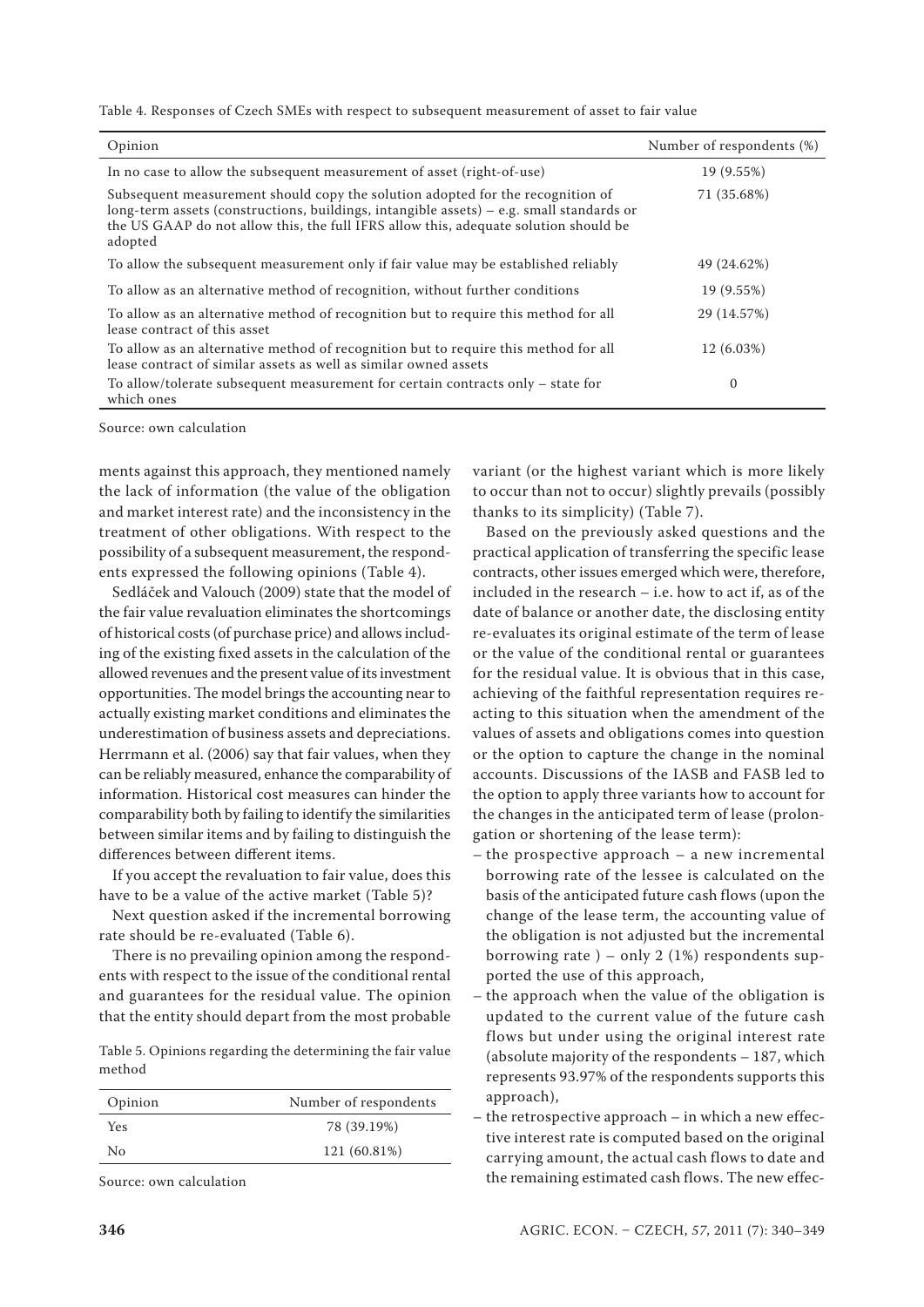Table 4. Responses of Czech SMEs with respect to subsequent measurement of asset to fair value

| Opinion | Number of respondents (%) |
|---|---|
| In no case to allow the subsequent measurement of asset (right-of-use) | 19 (9.55%) |
| Subsequent measurement should copy the solution adopted for the recognition of long-term assets (constructions, buildings, intangible assets) – e.g. small standards or the US GAAP do not allow this, the full IFRS allow this, adequate solution should be adopted | 71 (35.68%) |
| To allow the subsequent measurement only if fair value may be established reliably | 49 (24.62%) |
| To allow as an alternative method of recognition, without further conditions | 19 (9.55%) |
| To allow as an alternative method of recognition but to require this method for all lease contract of this asset | 29 (14.57%) |
| To allow as an alternative method of recognition but to require this method for all lease contract of similar assets as well as similar owned assets | 12 (6.03%) |
| To allow/tolerate subsequent measurement for certain contracts only – state for which ones | 0 |

Source: own calculation

ments against this approach, they mentioned namely the lack of information (the value of the obligation and market interest rate) and the inconsistency in the treatment of other obligations. With respect to the possibility of a subsequent measurement, the respondents expressed the following opinions (Table 4).

Sedláček and Valouch (2009) state that the model of the fair value revaluation eliminates the shortcomings of historical costs (of purchase price) and allows including of the existing fixed assets in the calculation of the allowed revenues and the present value of its investment opportunities. The model brings the accounting near to actually existing market conditions and eliminates the underestimation of business assets and depreciations. Herrmann et al. (2006) say that fair values, when they can be reliably measured, enhance the comparability of information. Historical cost measures can hinder the comparability both by failing to identify the similarities between similar items and by failing to distinguish the differences between different items.

If you accept the revaluation to fair value, does this have to be a value of the active market (Table 5)?

Next question asked if the incremental borrowing rate should be re-evaluated (Table 6).

There is no prevailing opinion among the respondents with respect to the issue of the conditional rental and guarantees for the residual value. The opinion that the entity should depart from the most probable

Table 5. Opinions regarding the determining the fair value method

| Opinion | Number of respondents |
|---|---|
| Yes | 78 (39.19%) |
| No | 121 (60.81%) |

Source: own calculation

variant (or the highest variant which is more likely to occur than not to occur) slightly prevails (possibly thanks to its simplicity) (Table 7).

Based on the previously asked questions and the practical application of transferring the specific lease contracts, other issues emerged which were, therefore, included in the research – i.e. how to act if, as of the date of balance or another date, the disclosing entity re-evaluates its original estimate of the term of lease or the value of the conditional rental or guarantees for the residual value. It is obvious that in this case, achieving of the faithful representation requires reacting to this situation when the amendment of the values of assets and obligations comes into question or the option to capture the change in the nominal accounts. Discussions of the IASB and FASB led to the option to apply three variants how to account for the changes in the anticipated term of lease (prolongation or shortening of the lease term):

– the prospective approach – a new incremental borrowing rate of the lessee is calculated on the basis of the anticipated future cash flows (upon the change of the lease term, the accounting value of the obligation is not adjusted but the incremental borrowing rate ) – only 2 (1%) respondents supported the use of this approach,
– the approach when the value of the obligation is updated to the current value of the future cash flows but under using the original interest rate (absolute majority of the respondents – 187, which represents 93.97% of the respondents supports this approach),
– the retrospective approach – in which a new effective interest rate is computed based on the original carrying amount, the actual cash flows to date and the remaining estimated cash flows. The new effec-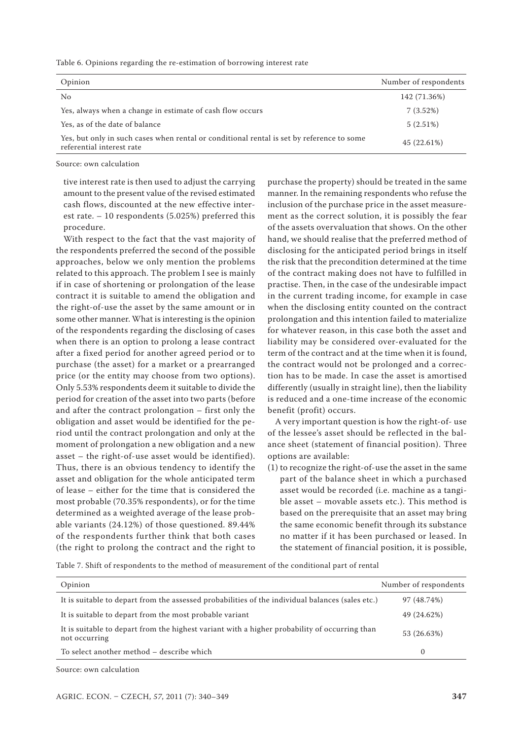Table 6. Opinions regarding the re-estimation of borrowing interest rate

| Opinion | Number of respondents |
|---|---|
| No | 142 (71.36%) |
| Yes, always when a change in estimate of cash flow occurs | 7 (3.52%) |
| Yes, as of the date of balance | 5 (2.51%) |
| Yes, but only in such cases when rental or conditional rental is set by reference to some referential interest rate | 45 (22.61%) |

Source: own calculation

tive interest rate is then used to adjust the carrying amount to the present value of the revised estimated cash flows, discounted at the new effective interest rate. – 10 respondents (5.025%) preferred this procedure.

With respect to the fact that the vast majority of the respondents preferred the second of the possible approaches, below we only mention the problems related to this approach. The problem I see is mainly if in case of shortening or prolongation of the lease contract it is suitable to amend the obligation and the right-of-use the asset by the same amount or in some other manner. What is interesting is the opinion of the respondents regarding the disclosing of cases when there is an option to prolong a lease contract after a fixed period for another agreed period or to purchase (the asset) for a market or a prearranged price (or the entity may choose from two options). Only 5.53% respondents deem it suitable to divide the period for creation of the asset into two parts (before and after the contract prolongation – first only the obligation and asset would be identified for the period until the contract prolongation and only at the moment of prolongation a new obligation and a new asset – the right-of-use asset would be identified). Thus, there is an obvious tendency to identify the asset and obligation for the whole anticipated term of lease – either for the time that is considered the most probable (70.35% respondents), or for the time determined as a weighted average of the lease probable variants (24.12%) of those questioned. 89.44% of the respondents further think that both cases (the right to prolong the contract and the right to purchase the property) should be treated in the same manner. In the remaining respondents who refuse the inclusion of the purchase price in the asset measurement as the correct solution, it is possibly the fear of the assets overvaluation that shows. On the other hand, we should realise that the preferred method of disclosing for the anticipated period brings in itself the risk that the precondition determined at the time of the contract making does not have to fulfilled in practise. Then, in the case of the undesirable impact in the current trading income, for example in case when the disclosing entity counted on the contract prolongation and this intention failed to materialize for whatever reason, in this case both the asset and liability may be considered over-evaluated for the term of the contract and at the time when it is found, the contract would not be prolonged and a correction has to be made. In case the asset is amortised differently (usually in straight line), then the liability is reduced and a one-time increase of the economic benefit (profit) occurs.

A very important question is how the right-of- use of the lessee's asset should be reflected in the balance sheet (statement of financial position). Three options are available:

(1) to recognize the right-of-use the asset in the same part of the balance sheet in which a purchased asset would be recorded (i.e. machine as a tangible asset – movable assets etc.). This method is based on the prerequisite that an asset may bring the same economic benefit through its substance no matter if it has been purchased or leased. In the statement of financial position, it is possible,

Table 7. Shift of respondents to the method of measurement of the conditional part of rental

| Opinion | Number of respondents |
|---|---|
| It is suitable to depart from the assessed probabilities of the individual balances (sales etc.) | 97 (48.74%) |
| It is suitable to depart from the most probable variant | 49 (24.62%) |
| It is suitable to depart from the highest variant with a higher probability of occurring than not occurring | 53 (26.63%) |
| To select another method – describe which | 0 |

Source: own calculation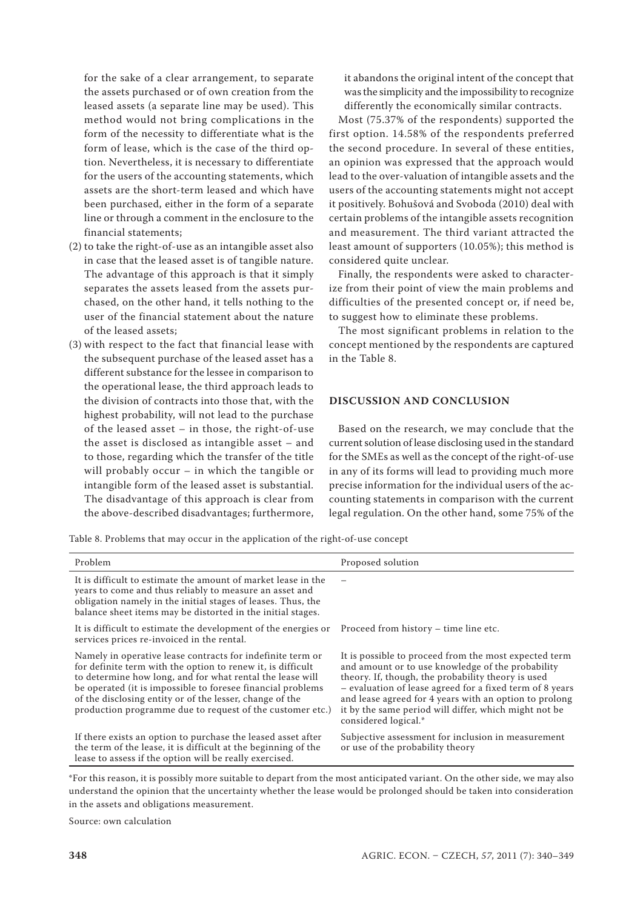for the sake of a clear arrangement, to separate the assets purchased or of own creation from the leased assets (a separate line may be used). This method would not bring complications in the form of the necessity to differentiate what is the form of lease, which is the case of the third option. Nevertheless, it is necessary to differentiate for the users of the accounting statements, which assets are the short-term leased and which have been purchased, either in the form of a separate line or through a comment in the enclosure to the financial statements;

(2) to take the right-of-use as an intangible asset also in case that the leased asset is of tangible nature. The advantage of this approach is that it simply separates the assets leased from the assets purchased, on the other hand, it tells nothing to the user of the financial statement about the nature of the leased assets;

(3) with respect to the fact that financial lease with the subsequent purchase of the leased asset has a different substance for the lessee in comparison to the operational lease, the third approach leads to the division of contracts into those that, with the highest probability, will not lead to the purchase of the leased asset – in those, the right-of-use the asset is disclosed as intangible asset – and to those, regarding which the transfer of the title will probably occur – in which the tangible or intangible form of the leased asset is substantial. The disadvantage of this approach is clear from the above-described disadvantages; furthermore, it abandons the original intent of the concept that was the simplicity and the impossibility to recognize differently the economically similar contracts.

Most (75.37% of the respondents) supported the first option. 14.58% of the respondents preferred the second procedure. In several of these entities, an opinion was expressed that the approach would lead to the over-valuation of intangible assets and the users of the accounting statements might not accept it positively. Bohušová and Svoboda (2010) deal with certain problems of the intangible assets recognition and measurement. The third variant attracted the least amount of supporters (10.05%); this method is considered quite unclear.

Finally, the respondents were asked to characterize from their point of view the main problems and difficulties of the presented concept or, if need be, to suggest how to eliminate these problems.

The most significant problems in relation to the concept mentioned by the respondents are captured in the Table 8.

## DISCUSSION AND CONCLUSION

Based on the research, we may conclude that the current solution of lease disclosing used in the standard for the SMEs as well as the concept of the right-of-use in any of its forms will lead to providing much more precise information for the individual users of the accounting statements in comparison with the current legal regulation. On the other hand, some 75% of the

Table 8. Problems that may occur in the application of the right-of-use concept

| Problem | Proposed solution |
|---|---|
| It is difficult to estimate the amount of market lease in the years to come and thus reliably to measure an asset and obligation namely in the initial stages of leases. Thus, the balance sheet items may be distorted in the initial stages. | – |
| It is difficult to estimate the development of the energies or services prices re-invoiced in the rental. | Proceed from history – time line etc. |
| Namely in operative lease contracts for indefinite term or for definite term with the option to renew it, is difficult to determine how long, and for what rental the lease will be operated (it is impossible to foresee financial problems of the disclosing entity or of the lesser, change of the production programme due to request of the customer etc.) | It is possible to proceed from the most expected term and amount or to use knowledge of the probability theory. If, though, the probability theory is used – evaluation of lease agreed for a fixed term of 8 years and lease agreed for 4 years with an option to prolong it by the same period will differ, which might not be considered logical.* |
| If there exists an option to purchase the leased asset after the term of the lease, it is difficult at the beginning of the lease to assess if the option will be really exercised. | Subjective assessment for inclusion in measurement or use of the probability theory |

*For this reason, it is possibly more suitable to depart from the most anticipated variant. On the other side, we may also understand the opinion that the uncertainty whether the lease would be prolonged should be taken into consideration in the assets and obligations measurement.

Source: own calculation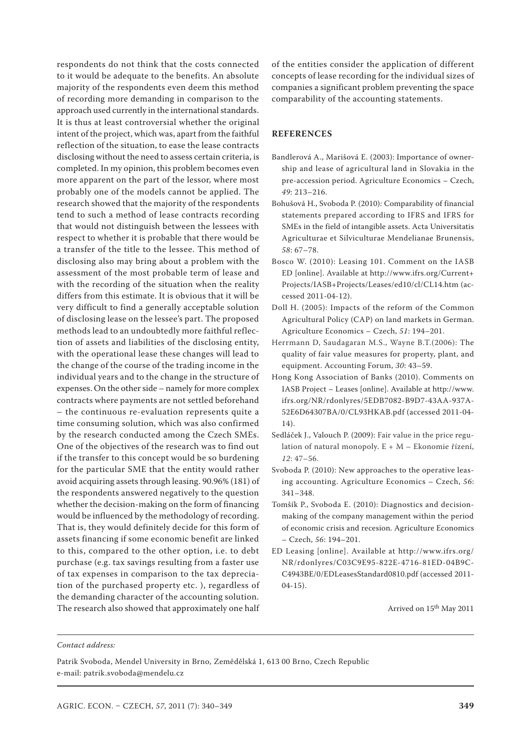respondents do not think that the costs connected to it would be adequate to the benefits. An absolute majority of the respondents even deem this method of recording more demanding in comparison to the approach used currently in the international standards. It is thus at least controversial whether the original intent of the project, which was, apart from the faithful reflection of the situation, to ease the lease contracts disclosing without the need to assess certain criteria, is completed. In my opinion, this problem becomes even more apparent on the part of the lessor, where most probably one of the models cannot be applied. The research showed that the majority of the respondents tend to such a method of lease contracts recording that would not distinguish between the lessees with respect to whether it is probable that there would be a transfer of the title to the lessee. This method of disclosing also may bring about a problem with the assessment of the most probable term of lease and with the recording of the situation when the reality differs from this estimate. It is obvious that it will be very difficult to find a generally acceptable solution of disclosing lease on the lessee's part. The proposed methods lead to an undoubtedly more faithful reflection of assets and liabilities of the disclosing entity, with the operational lease these changes will lead to the change of the course of the trading income in the individual years and to the change in the structure of expenses. On the other side – namely for more complex contracts where payments are not settled beforehand – the continuous re-evaluation represents quite a time consuming solution, which was also confirmed by the research conducted among the Czech SMEs. One of the objectives of the research was to find out if the transfer to this concept would be so burdening for the particular SME that the entity would rather avoid acquiring assets through leasing. 90.96% (181) of the respondents answered negatively to the question whether the decision-making on the form of financing would be influenced by the methodology of recording. That is, they would definitely decide for this form of assets financing if some economic benefit are linked to this, compared to the other option, i.e. to debt purchase (e.g. tax savings resulting from a faster use of tax expenses in comparison to the tax depreciation of the purchased property etc. ), regardless of the demanding character of the accounting solution. The research also showed that approximately one half of the entities consider the application of different concepts of lease recording for the individual sizes of companies a significant problem preventing the space comparability of the accounting statements.

## REFERENCES

Bandlerová A., Marišová E. (2003): Importance of ownership and lease of agricultural land in Slovakia in the pre-accession period. Agriculture Economics – Czech, *49*: 213–216.

Bohušová H., Svoboda P. (2010): Comparability of financial statements prepared according to IFRS and IFRS for SMEs in the field of intangible assets. Acta Universitatis Agriculturae et Silviculturae Mendelianae Brunensis, *58*: 67–78.

Bosco W. (2010): Leasing 101. Comment on the IASB ED [online]. Available at http://www.ifrs.org/Current+Projects/IASB+Projects/Leases/ed10/cl/CL14.htm (accessed 2011-04-12).

Doll H. (2005): Impacts of the reform of the Common Agricultural Policy (CAP) on land markets in German. Agriculture Economics – Czech, *51*: 194–201.

Herrmann D, Saudagaran M.S., Wayne B.T.(2006): The quality of fair value measures for property, plant, and equipment. Accounting Forum, *30*: 43–59.

Hong Kong Association of Banks (2010). Comments on IASB Project – Leases [online]. Available at http://www.ifrs.org/NR/rdonlyres/5EDB7082-B9D7-43AA-937A-52E6D64307BA/0/CL93HKAB.pdf (accessed 2011-04-14).

Sedláček J., Valouch P. (2009): Fair value in the price regulation of natural monopoly. E + M – Ekonomie řízení, *12*: 47–56.

Svoboda P. (2010): New approaches to the operative leasing accounting. Agriculture Economics – Czech, *56*: 341–348.

Tomšík P., Svoboda E. (2010): Diagnostics and decision-making of the company management within the period of economic crisis and recesion. Agriculture Economics – Czech, *56*: 194–201.

ED Leasing [online]. Available at http://www.ifrs.org/NR/rdonlyres/C03C9E95-822E-4716-81ED-04B9C-C4943BE/0/EDLeasesStandard0810.pdf (accessed 2011-04-15).

Arrived on 15th May 2011

*Contact address:*

Patrik Svoboda, Mendel University in Brno, Zemědělská 1, 613 00 Brno, Czech Republic
e-mail: patrik.svoboda@mendelu.cz